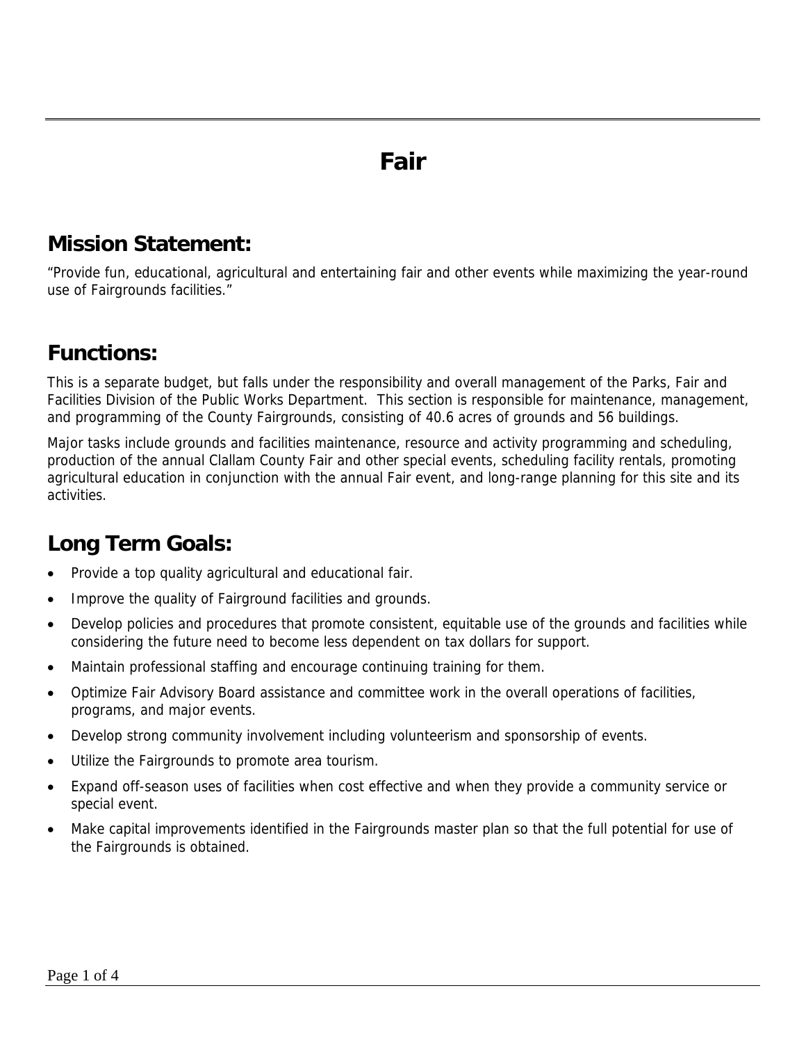# Fair

## Mission Statement:

"Provide fun, educational, agricultural and entertaining fair and other events while maximizing the year-round use of Fairgrounds facilities."

## Functions:

This is a separate budget, but falls under the responsibility and overall management of the Parks, Fair and Facilities Division of the Public Works Department. This section is responsible for maintenance, management, and programming of the County Fairgrounds, consisting of 40.6 acres of grounds and 56 buildings.

Major tasks include grounds and facilities maintenance, resource and activity programming and scheduling, production of the annual Clallam County Fair and other special events, scheduling facility rentals, promoting agricultural education in conjunction with the annual Fair event, and long-range planning for this site and its activities.

## Long Term Goals:

- Provide a top quality agricultural and educational fair.
- Improve the quality of Fairground facilities and grounds.
- Develop policies and procedures that promote consistent, equitable use of the grounds and facilities while considering the future need to become less dependent on tax dollars for support.
- Maintain professional staffing and encourage continuing training for them.
- Optimize Fair Advisory Board assistance and committee work in the overall operations of facilities, programs, and major events.
- Develop strong community involvement including volunteerism and sponsorship of events.
- Utilize the Fairgrounds to promote area tourism.
- Expand off-season uses of facilities when cost effective and when they provide a community service or special event.
- Make capital improvements identified in the Fairgrounds master plan so that the full potential for use of the Fairgrounds is obtained.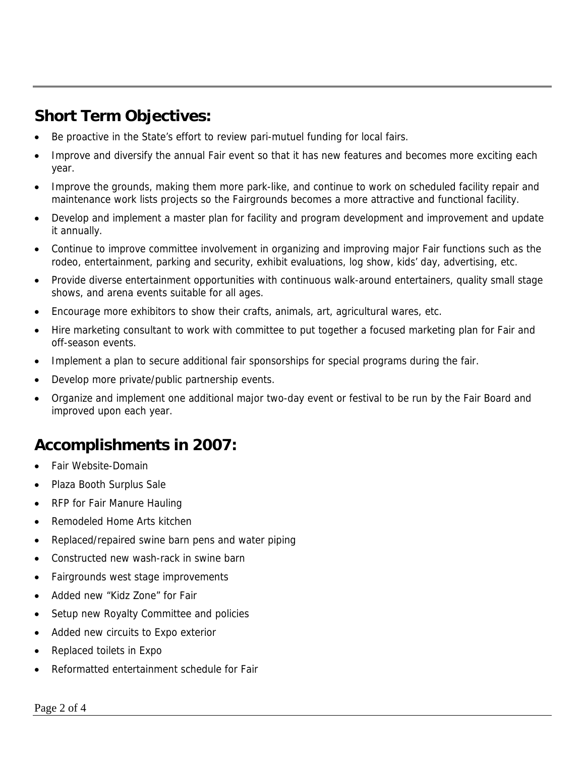## Short Term Objectives:

- Be proactive in the State's effort to review pari-mutuel funding for local fairs.
- Improve and diversify the annual Fair event so that it has new features and becomes more exciting each year.
- Improve the grounds, making them more park-like, and continue to work on scheduled facility repair and maintenance work lists projects so the Fairgrounds becomes a more attractive and functional facility.
- Develop and implement a master plan for facility and program development and improvement and update it annually.
- Continue to improve committee involvement in organizing and improving major Fair functions such as the rodeo, entertainment, parking and security, exhibit evaluations, log show, kids' day, advertising, etc.
- Provide diverse entertainment opportunities with continuous walk-around entertainers, quality small stage shows, and arena events suitable for all ages.
- Encourage more exhibitors to show their crafts, animals, art, agricultural wares, etc.
- Hire marketing consultant to work with committee to put together a focused marketing plan for Fair and off-season events.
- Implement a plan to secure additional fair sponsorships for special programs during the fair.
- Develop more private/public partnership events.
- Organize and implement one additional major two-day event or festival to be run by the Fair Board and improved upon each year.

## Accomplishments in 2007:

- Fair Website-Domain
- Plaza Booth Surplus Sale
- RFP for Fair Manure Hauling
- Remodeled Home Arts kitchen
- Replaced/repaired swine barn pens and water piping
- Constructed new wash-rack in swine barn
- Fairgrounds west stage improvements
- Added new "Kidz Zone" for Fair
- Setup new Royalty Committee and policies
- Added new circuits to Expo exterior
- Replaced toilets in Expo
- Reformatted entertainment schedule for Fair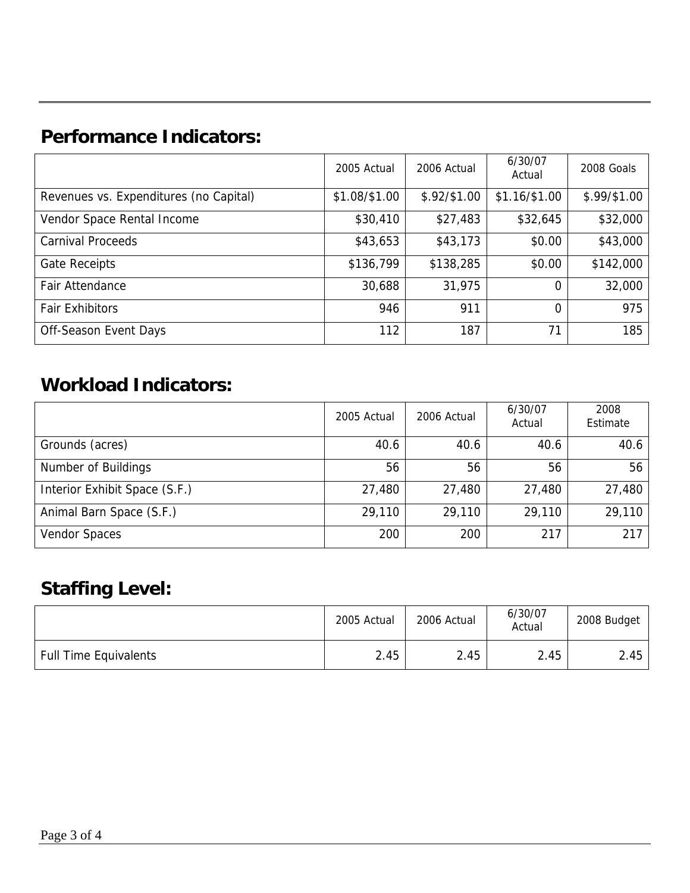## Performance Indicators:

| | 2005 Actual | 2006 Actual | 6/30/07 Actual | 2008 Goals |
|---|---|---|---|---|
| Revenues vs. Expenditures (no Capital) | $1.08/$1.00 | $.92/$1.00 | $1.16/$1.00 | $.99/$1.00 |
| Vendor Space Rental Income | $30,410 | $27,483 | $32,645 | $32,000 |
| Carnival Proceeds | $43,653 | $43,173 | $0.00 | $43,000 |
| Gate Receipts | $136,799 | $138,285 | $0.00 | $142,000 |
| Fair Attendance | 30,688 | 31,975 | 0 | 32,000 |
| Fair Exhibitors | 946 | 911 | 0 | 975 |
| Off-Season Event Days | 112 | 187 | 71 | 185 |

## Workload Indicators:

| | 2005 Actual | 2006 Actual | 6/30/07 Actual | 2008 Estimate |
|---|---|---|---|---|
| Grounds (acres) | 40.6 | 40.6 | 40.6 | 40.6 |
| Number of Buildings | 56 | 56 | 56 | 56 |
| Interior Exhibit Space (S.F.) | 27,480 | 27,480 | 27,480 | 27,480 |
| Animal Barn Space (S.F.) | 29,110 | 29,110 | 29,110 | 29,110 |
| Vendor Spaces | 200 | 200 | 217 | 217 |

## Staffing Level:

| | 2005 Actual | 2006 Actual | 6/30/07 Actual | 2008 Budget |
|---|---|---|---|---|
| Full Time Equivalents | 2.45 | 2.45 | 2.45 | 2.45 |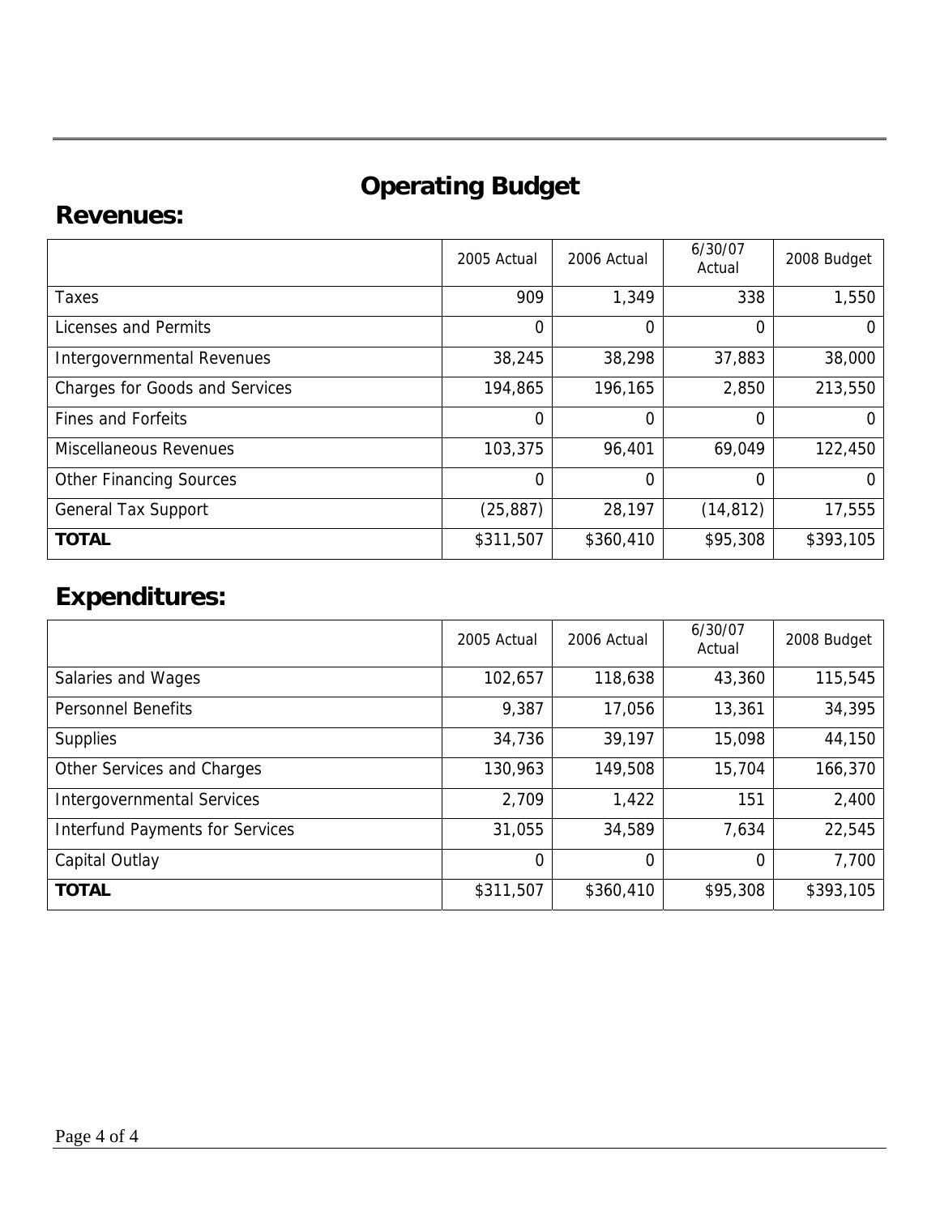# Operating Budget

## Revenues:

| | 2005 Actual | 2006 Actual | 6/30/07 Actual | 2008 Budget |
|---|---|---|---|---|
| Taxes | 909 | 1,349 | 338 | 1,550 |
| Licenses and Permits | 0 | 0 | 0 | 0 |
| Intergovernmental Revenues | 38,245 | 38,298 | 37,883 | 38,000 |
| Charges for Goods and Services | 194,865 | 196,165 | 2,850 | 213,550 |
| Fines and Forfeits | 0 | 0 | 0 | 0 |
| Miscellaneous Revenues | 103,375 | 96,401 | 69,049 | 122,450 |
| Other Financing Sources | 0 | 0 | 0 | 0 |
| General Tax Support | (25,887) | 28,197 | (14,812) | 17,555 |
| **TOTAL** | $311,507 | $360,410 | $95,308 | $393,105 |

## Expenditures:

| | 2005 Actual | 2006 Actual | 6/30/07 Actual | 2008 Budget |
|---|---|---|---|---|
| Salaries and Wages | 102,657 | 118,638 | 43,360 | 115,545 |
| Personnel Benefits | 9,387 | 17,056 | 13,361 | 34,395 |
| Supplies | 34,736 | 39,197 | 15,098 | 44,150 |
| Other Services and Charges | 130,963 | 149,508 | 15,704 | 166,370 |
| Intergovernmental Services | 2,709 | 1,422 | 151 | 2,400 |
| Interfund Payments for Services | 31,055 | 34,589 | 7,634 | 22,545 |
| Capital Outlay | 0 | 0 | 0 | 7,700 |
| **TOTAL** | $311,507 | $360,410 | $95,308 | $393,105 |